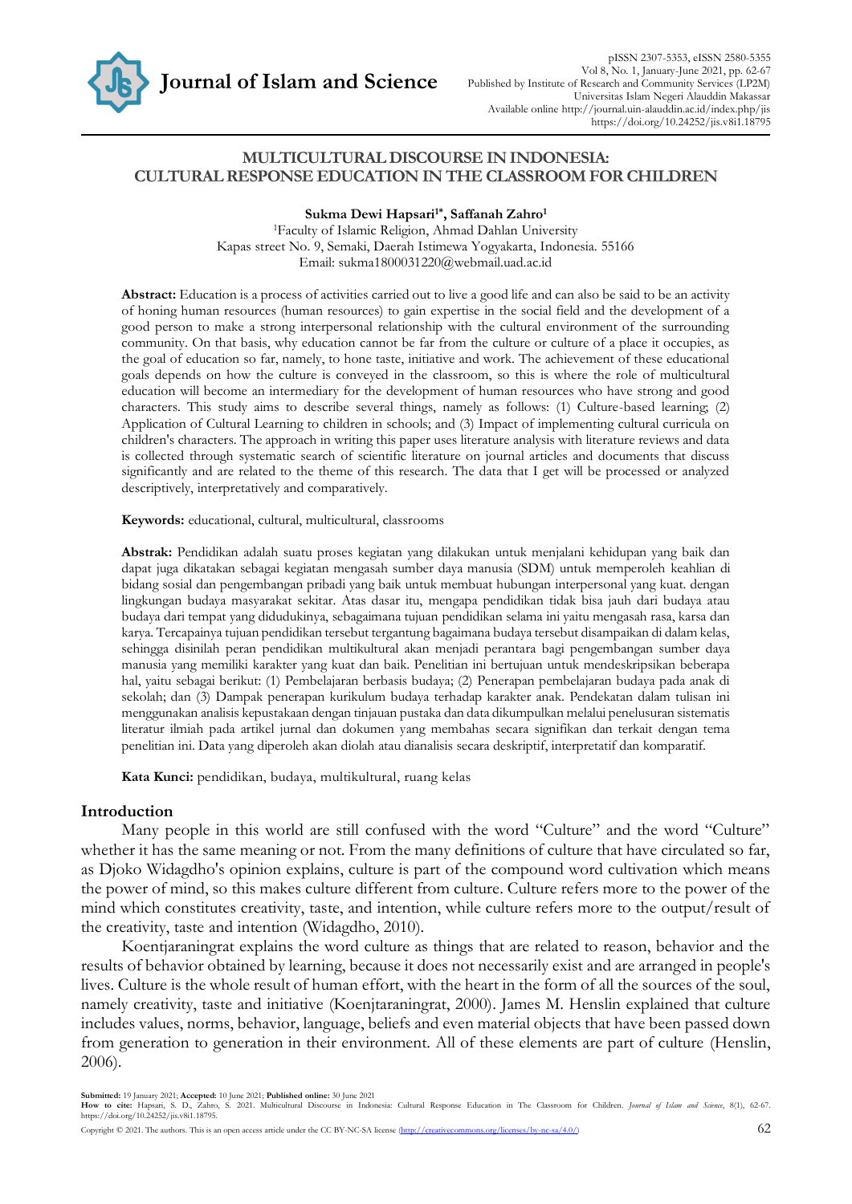# MULTICULTURAL DISCOURSE IN INDONESIA: CULTURAL RESPONSE EDUCATION IN THE CLASSROOM FOR CHILDREN

**Sukma Dewi Hapsari[1*], Saffanah Zahro[1]**

[1]Faculty of Islamic Religion, Ahmad Dahlan University
Kapas street No. 9, Semaki, Daerah Istimewa Yogyakarta, Indonesia. 55166
Email: sukma1800031220@webmail.uad.ac.id

**Abstract:** Education is a process of activities carried out to live a good life and can also be said to be an activity of honing human resources (human resources) to gain expertise in the social field and the development of a good person to make a strong interpersonal relationship with the cultural environment of the surrounding community. On that basis, why education cannot be far from the culture or culture of a place it occupies, as the goal of education so far, namely, to hone taste, initiative and work. The achievement of these educational goals depends on how the culture is conveyed in the classroom, so this is where the role of multicultural education will become an intermediary for the development of human resources who have strong and good characters. This study aims to describe several things, namely as follows: (1) Culture-based learning; (2) Application of Cultural Learning to children in schools; and (3) Impact of implementing cultural curricula on children's characters. The approach in writing this paper uses literature analysis with literature reviews and data is collected through systematic search of scientific literature on journal articles and documents that discuss significantly and are related to the theme of this research. The data that I get will be processed or analyzed descriptively, interpretatively and comparatively.

**Keywords:** educational, cultural, multicultural, classrooms

**Abstrak:** Pendidikan adalah suatu proses kegiatan yang dilakukan untuk menjalani kehidupan yang baik dan dapat juga dikatakan sebagai kegiatan mengasah sumber daya manusia (SDM) untuk memperoleh keahlian di bidang sosial dan pengembangan pribadi yang baik untuk membuat hubungan interpersonal yang kuat. dengan lingkungan budaya masyarakat sekitar. Atas dasar itu, mengapa pendidikan tidak bisa jauh dari budaya atau budaya dari tempat yang didudukinya, sebagaimana tujuan pendidikan selama ini yaitu mengasah rasa, karsa dan karya. Tercapainya tujuan pendidikan tersebut tergantung bagaimana budaya tersebut disampaikan di dalam kelas, sehingga disinilah peran pendidikan multikultural akan menjadi perantara bagi pengembangan sumber daya manusia yang memiliki karakter yang kuat dan baik. Penelitian ini bertujuan untuk mendeskripsikan beberapa hal, yaitu sebagai berikut: (1) Pembelajaran berbasis budaya; (2) Penerapan pembelajaran budaya pada anak di sekolah; dan (3) Dampak penerapan kurikulum budaya terhadap karakter anak. Pendekatan dalam tulisan ini menggunakan analisis kepustakaan dengan tinjauan pustaka dan data dikumpulkan melalui penelusuran sistematis literatur ilmiah pada artikel jurnal dan dokumen yang membahas secara signifikan dan terkait dengan tema penelitian ini. Data yang diperoleh akan diolah atau dianalisis secara deskriptif, interpretatif dan komparatif.

**Kata Kunci:** pendidikan, budaya, multikultural, ruang kelas

## Introduction

Many people in this world are still confused with the word "Culture" and the word "Culture" whether it has the same meaning or not. From the many definitions of culture that have circulated so far, as Djoko Widagdho's opinion explains, culture is part of the compound word cultivation which means the power of mind, so this makes culture different from culture. Culture refers more to the power of the mind which constitutes creativity, taste, and intention, while culture refers more to the output/result of the creativity, taste and intention (Widagdho, 2010).

Koentjaraningrat explains the word culture as things that are related to reason, behavior and the results of behavior obtained by learning, because it does not necessarily exist and are arranged in people's lives. Culture is the whole result of human effort, with the heart in the form of all the sources of the soul, namely creativity, taste and initiative (Koenjtaraningrat, 2000). James M. Henslin explained that culture includes values, norms, behavior, language, beliefs and even material objects that have been passed down from generation to generation in their environment. All of these elements are part of culture (Henslin, 2006).

**Submitted:** 19 January 2021; **Accepted:** 10 June 2021; **Published online:** 30 June 2021
**How to cite:** Hapsari, S. D., Zahro, S. 2021. Multicultural Discourse in Indonesia: Cultural Response Education in The Classroom for Children. *Journal of Islam and Science*, 8(1), 62-67. https://doi.org/10.24252/jis.v8i1.18795.

Copyright © 2021. The authors. This is an open access article under the CC BY-NC-SA license (http://creativecommons.org/licenses/by-nc-sa/4.0/)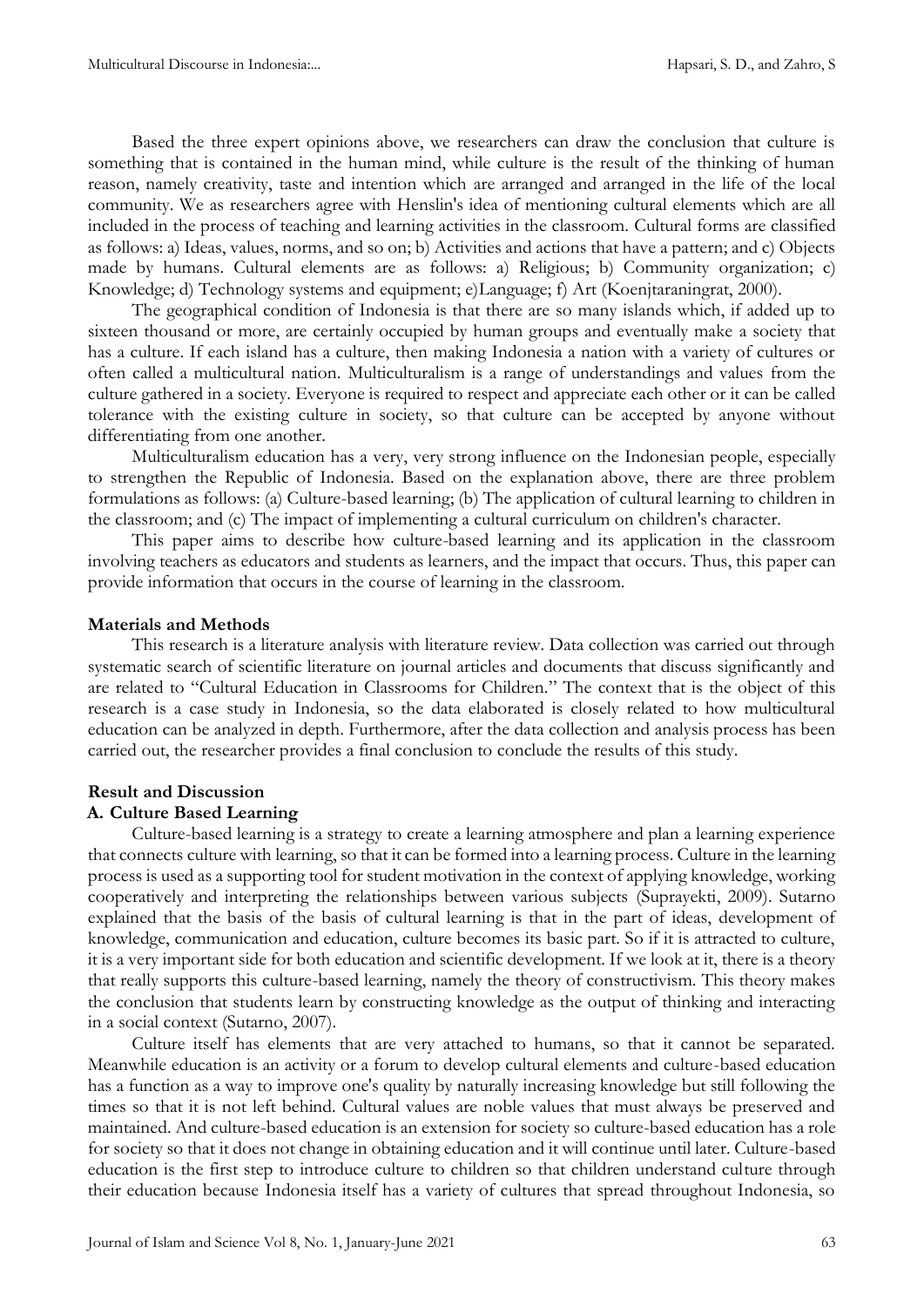Based the three expert opinions above, we researchers can draw the conclusion that culture is something that is contained in the human mind, while culture is the result of the thinking of human reason, namely creativity, taste and intention which are arranged and arranged in the life of the local community. We as researchers agree with Henslin's idea of mentioning cultural elements which are all included in the process of teaching and learning activities in the classroom. Cultural forms are classified as follows: a) Ideas, values, norms, and so on; b) Activities and actions that have a pattern; and c) Objects made by humans. Cultural elements are as follows: a) Religious; b) Community organization; c) Knowledge; d) Technology systems and equipment; e)Language; f) Art (Koenjtaraningrat, 2000).

The geographical condition of Indonesia is that there are so many islands which, if added up to sixteen thousand or more, are certainly occupied by human groups and eventually make a society that has a culture. If each island has a culture, then making Indonesia a nation with a variety of cultures or often called a multicultural nation. Multiculturalism is a range of understandings and values from the culture gathered in a society. Everyone is required to respect and appreciate each other or it can be called tolerance with the existing culture in society, so that culture can be accepted by anyone without differentiating from one another.

Multiculturalism education has a very, very strong influence on the Indonesian people, especially to strengthen the Republic of Indonesia. Based on the explanation above, there are three problem formulations as follows: (a) Culture-based learning; (b) The application of cultural learning to children in the classroom; and (c) The impact of implementing a cultural curriculum on children's character.

This paper aims to describe how culture-based learning and its application in the classroom involving teachers as educators and students as learners, and the impact that occurs. Thus, this paper can provide information that occurs in the course of learning in the classroom.

**Materials and Methods**

This research is a literature analysis with literature review. Data collection was carried out through systematic search of scientific literature on journal articles and documents that discuss significantly and are related to "Cultural Education in Classrooms for Children." The context that is the object of this research is a case study in Indonesia, so the data elaborated is closely related to how multicultural education can be analyzed in depth. Furthermore, after the data collection and analysis process has been carried out, the researcher provides a final conclusion to conclude the results of this study.

**Result and Discussion**

**A. Culture Based Learning**

Culture-based learning is a strategy to create a learning atmosphere and plan a learning experience that connects culture with learning, so that it can be formed into a learning process. Culture in the learning process is used as a supporting tool for student motivation in the context of applying knowledge, working cooperatively and interpreting the relationships between various subjects (Suprayekti, 2009). Sutarno explained that the basis of the basis of cultural learning is that in the part of ideas, development of knowledge, communication and education, culture becomes its basic part. So if it is attracted to culture, it is a very important side for both education and scientific development. If we look at it, there is a theory that really supports this culture-based learning, namely the theory of constructivism. This theory makes the conclusion that students learn by constructing knowledge as the output of thinking and interacting in a social context (Sutarno, 2007).

Culture itself has elements that are very attached to humans, so that it cannot be separated. Meanwhile education is an activity or a forum to develop cultural elements and culture-based education has a function as a way to improve one's quality by naturally increasing knowledge but still following the times so that it is not left behind. Cultural values are noble values that must always be preserved and maintained. And culture-based education is an extension for society so culture-based education has a role for society so that it does not change in obtaining education and it will continue until later. Culture-based education is the first step to introduce culture to children so that children understand culture through their education because Indonesia itself has a variety of cultures that spread throughout Indonesia, so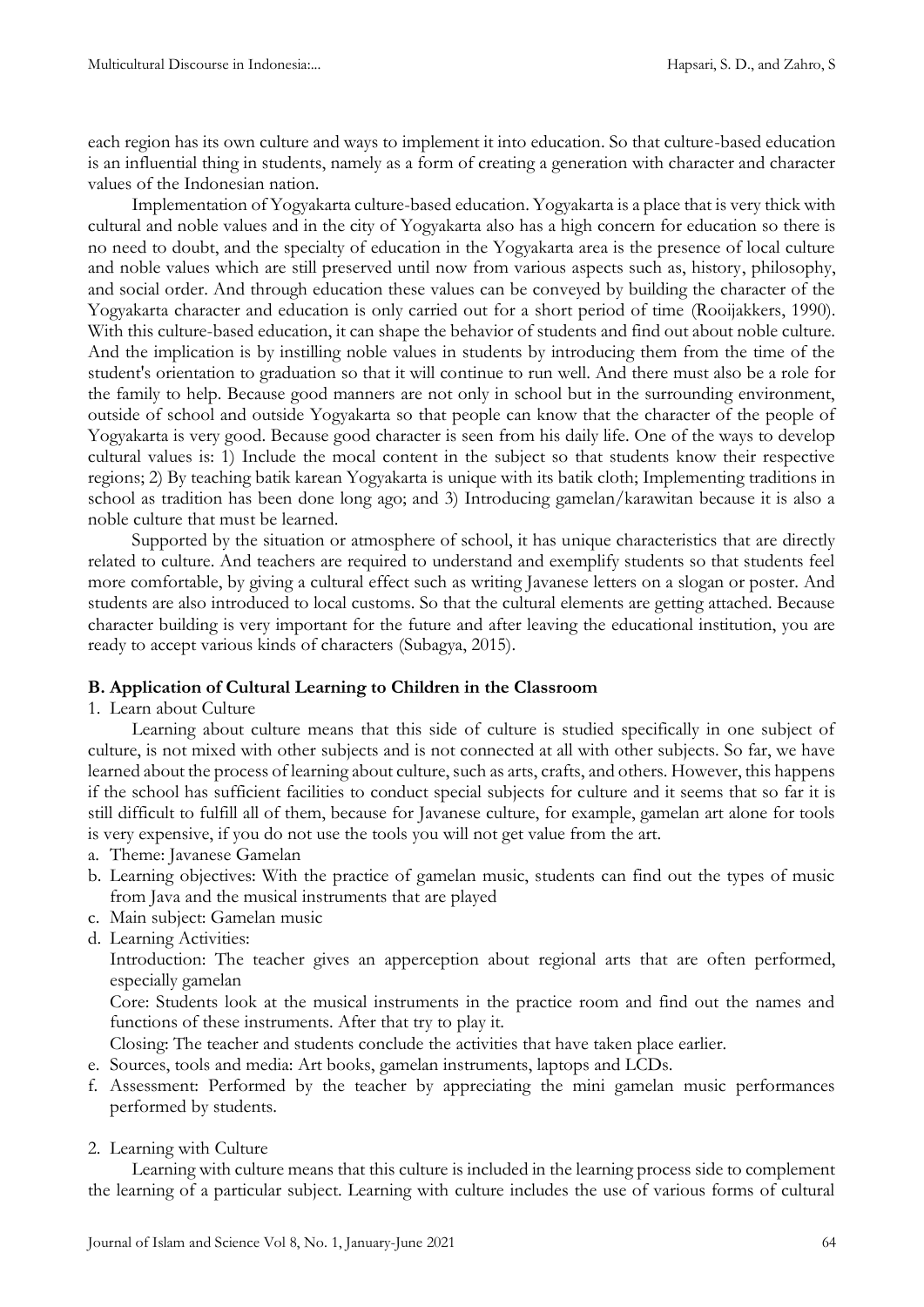each region has its own culture and ways to implement it into education. So that culture-based education is an influential thing in students, namely as a form of creating a generation with character and character values of the Indonesian nation.

Implementation of Yogyakarta culture-based education. Yogyakarta is a place that is very thick with cultural and noble values and in the city of Yogyakarta also has a high concern for education so there is no need to doubt, and the specialty of education in the Yogyakarta area is the presence of local culture and noble values which are still preserved until now from various aspects such as, history, philosophy, and social order. And through education these values can be conveyed by building the character of the Yogyakarta character and education is only carried out for a short period of time (Rooijakkers, 1990). With this culture-based education, it can shape the behavior of students and find out about noble culture. And the implication is by instilling noble values in students by introducing them from the time of the student's orientation to graduation so that it will continue to run well. And there must also be a role for the family to help. Because good manners are not only in school but in the surrounding environment, outside of school and outside Yogyakarta so that people can know that the character of the people of Yogyakarta is very good. Because good character is seen from his daily life. One of the ways to develop cultural values is: 1) Include the mocal content in the subject so that students know their respective regions; 2) By teaching batik karean Yogyakarta is unique with its batik cloth; Implementing traditions in school as tradition has been done long ago; and 3) Introducing gamelan/karawitan because it is also a noble culture that must be learned.

Supported by the situation or atmosphere of school, it has unique characteristics that are directly related to culture. And teachers are required to understand and exemplify students so that students feel more comfortable, by giving a cultural effect such as writing Javanese letters on a slogan or poster. And students are also introduced to local customs. So that the cultural elements are getting attached. Because character building is very important for the future and after leaving the educational institution, you are ready to accept various kinds of characters (Subagya, 2015).

**B. Application of Cultural Learning to Children in the Classroom**

1. Learn about Culture

Learning about culture means that this side of culture is studied specifically in one subject of culture, is not mixed with other subjects and is not connected at all with other subjects. So far, we have learned about the process of learning about culture, such as arts, crafts, and others. However, this happens if the school has sufficient facilities to conduct special subjects for culture and it seems that so far it is still difficult to fulfill all of them, because for Javanese culture, for example, gamelan art alone for tools is very expensive, if you do not use the tools you will not get value from the art.

a. Theme: Javanese Gamelan
b. Learning objectives: With the practice of gamelan music, students can find out the types of music from Java and the musical instruments that are played
c. Main subject: Gamelan music
d. Learning Activities:
   Introduction: The teacher gives an apperception about regional arts that are often performed, especially gamelan
   Core: Students look at the musical instruments in the practice room and find out the names and functions of these instruments. After that try to play it.
   Closing: The teacher and students conclude the activities that have taken place earlier.
e. Sources, tools and media: Art books, gamelan instruments, laptops and LCDs.
f. Assessment: Performed by the teacher by appreciating the mini gamelan music performances performed by students.

2. Learning with Culture

Learning with culture means that this culture is included in the learning process side to complement the learning of a particular subject. Learning with culture includes the use of various forms of cultural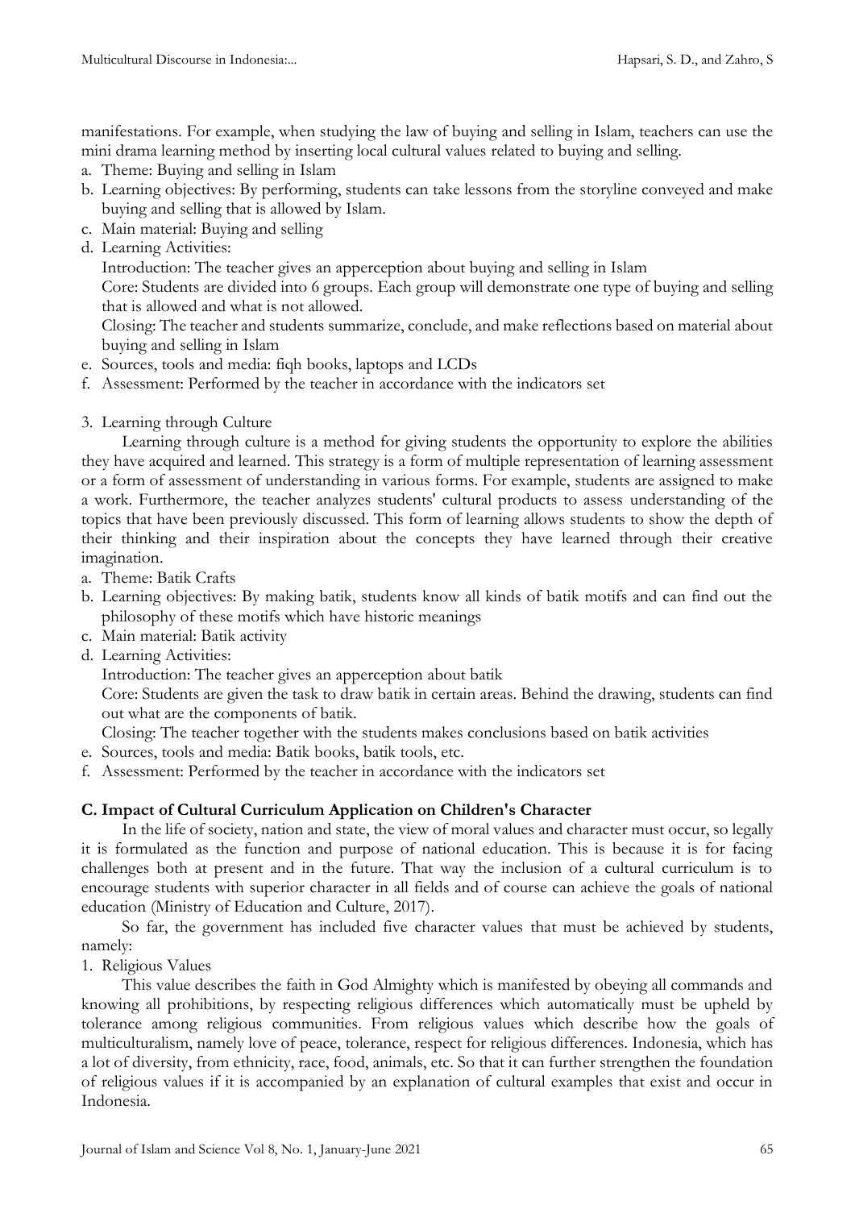manifestations. For example, when studying the law of buying and selling in Islam, teachers can use the mini drama learning method by inserting local cultural values related to buying and selling.

a. Theme: Buying and selling in Islam
b. Learning objectives: By performing, students can take lessons from the storyline conveyed and make buying and selling that is allowed by Islam.
c. Main material: Buying and selling
d. Learning Activities:
   Introduction: The teacher gives an apperception about buying and selling in Islam
   Core: Students are divided into 6 groups. Each group will demonstrate one type of buying and selling that is allowed and what is not allowed.
   Closing: The teacher and students summarize, conclude, and make reflections based on material about buying and selling in Islam
e. Sources, tools and media: fiqh books, laptops and LCDs
f. Assessment: Performed by the teacher in accordance with the indicators set

3. Learning through Culture

Learning through culture is a method for giving students the opportunity to explore the abilities they have acquired and learned. This strategy is a form of multiple representation of learning assessment or a form of assessment of understanding in various forms. For example, students are assigned to make a work. Furthermore, the teacher analyzes students' cultural products to assess understanding of the topics that have been previously discussed. This form of learning allows students to show the depth of their thinking and their inspiration about the concepts they have learned through their creative imagination.

a. Theme: Batik Crafts
b. Learning objectives: By making batik, students know all kinds of batik motifs and can find out the philosophy of these motifs which have historic meanings
c. Main material: Batik activity
d. Learning Activities:
   Introduction: The teacher gives an apperception about batik
   Core: Students are given the task to draw batik in certain areas. Behind the drawing, students can find out what are the components of batik.
   Closing: The teacher together with the students makes conclusions based on batik activities
e. Sources, tools and media: Batik books, batik tools, etc.
f. Assessment: Performed by the teacher in accordance with the indicators set

### C. Impact of Cultural Curriculum Application on Children's Character

In the life of society, nation and state, the view of moral values and character must occur, so legally it is formulated as the function and purpose of national education. This is because it is for facing challenges both at present and in the future. That way the inclusion of a cultural curriculum is to encourage students with superior character in all fields and of course can achieve the goals of national education (Ministry of Education and Culture, 2017).

So far, the government has included five character values that must be achieved by students, namely:

1. Religious Values

This value describes the faith in God Almighty which is manifested by obeying all commands and knowing all prohibitions, by respecting religious differences which automatically must be upheld by tolerance among religious communities. From religious values which describe how the goals of multiculturalism, namely love of peace, tolerance, respect for religious differences. Indonesia, which has a lot of diversity, from ethnicity, race, food, animals, etc. So that it can further strengthen the foundation of religious values if it is accompanied by an explanation of cultural examples that exist and occur in Indonesia.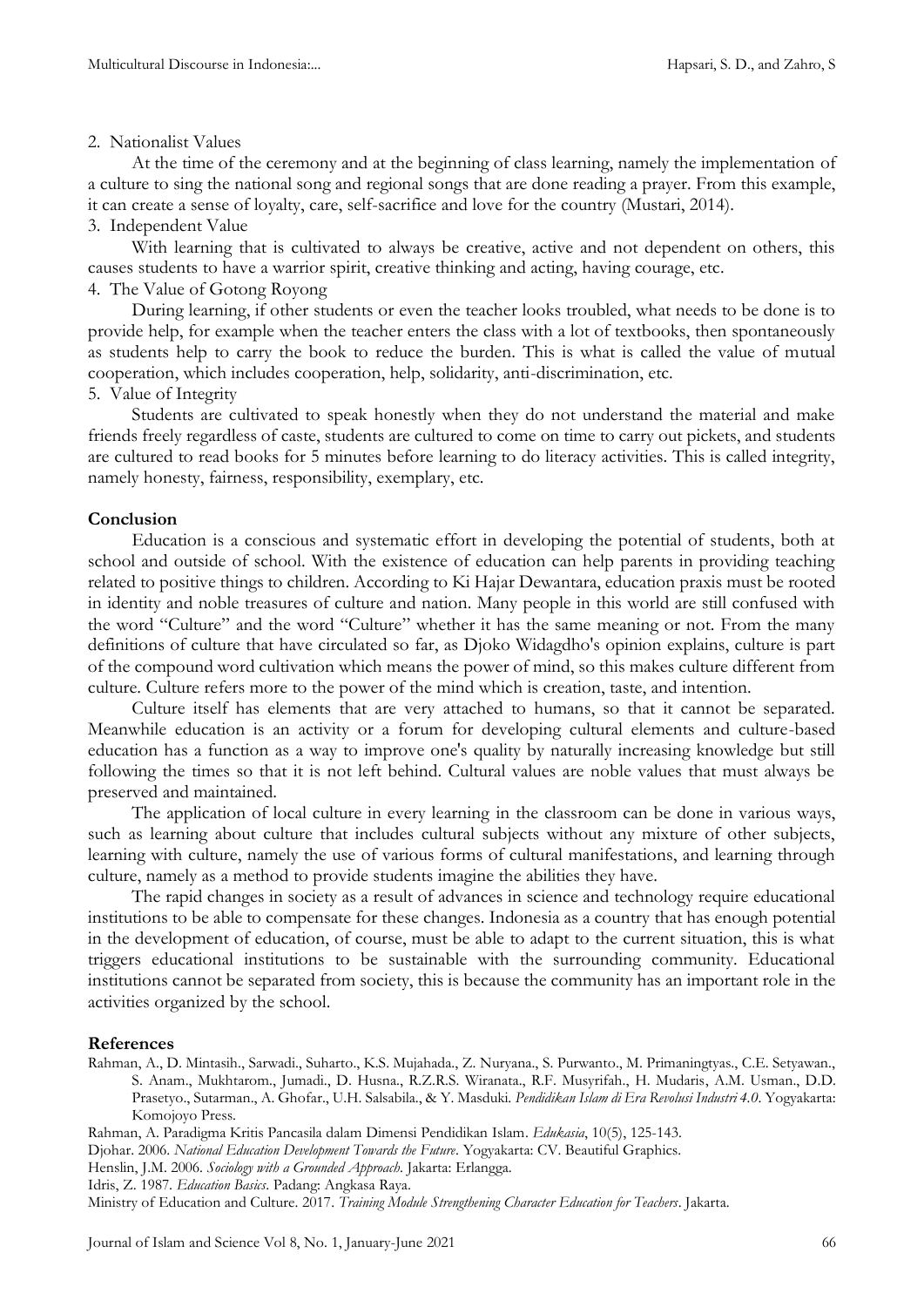2. Nationalist Values

At the time of the ceremony and at the beginning of class learning, namely the implementation of a culture to sing the national song and regional songs that are done reading a prayer. From this example, it can create a sense of loyalty, care, self-sacrifice and love for the country (Mustari, 2014).

3. Independent Value

With learning that is cultivated to always be creative, active and not dependent on others, this causes students to have a warrior spirit, creative thinking and acting, having courage, etc.

4. The Value of Gotong Royong

During learning, if other students or even the teacher looks troubled, what needs to be done is to provide help, for example when the teacher enters the class with a lot of textbooks, then spontaneously as students help to carry the book to reduce the burden. This is what is called the value of mutual cooperation, which includes cooperation, help, solidarity, anti-discrimination, etc.

5. Value of Integrity

Students are cultivated to speak honestly when they do not understand the material and make friends freely regardless of caste, students are cultured to come on time to carry out pickets, and students are cultured to read books for 5 minutes before learning to do literacy activities. This is called integrity, namely honesty, fairness, responsibility, exemplary, etc.

## Conclusion

Education is a conscious and systematic effort in developing the potential of students, both at school and outside of school. With the existence of education can help parents in providing teaching related to positive things to children. According to Ki Hajar Dewantara, education praxis must be rooted in identity and noble treasures of culture and nation. Many people in this world are still confused with the word "Culture" and the word "Culture" whether it has the same meaning or not. From the many definitions of culture that have circulated so far, as Djoko Widagdho's opinion explains, culture is part of the compound word cultivation which means the power of mind, so this makes culture different from culture. Culture refers more to the power of the mind which is creation, taste, and intention.

Culture itself has elements that are very attached to humans, so that it cannot be separated. Meanwhile education is an activity or a forum for developing cultural elements and culture-based education has a function as a way to improve one's quality by naturally increasing knowledge but still following the times so that it is not left behind. Cultural values are noble values that must always be preserved and maintained.

The application of local culture in every learning in the classroom can be done in various ways, such as learning about culture that includes cultural subjects without any mixture of other subjects, learning with culture, namely the use of various forms of cultural manifestations, and learning through culture, namely as a method to provide students imagine the abilities they have.

The rapid changes in society as a result of advances in science and technology require educational institutions to be able to compensate for these changes. Indonesia as a country that has enough potential in the development of education, of course, must be able to adapt to the current situation, this is what triggers educational institutions to be sustainable with the surrounding community. Educational institutions cannot be separated from society, this is because the community has an important role in the activities organized by the school.

## References

Rahman, A., D. Mintasih., Sarwadi., Suharto., K.S. Mujahada., Z. Nuryana., S. Purwanto., M. Primaningtyas., C.E. Setyawan., S. Anam., Mukhtarom., Jumadi., D. Husna., R.Z.R.S. Wiranata., R.F. Musyrifah., H. Mudaris, A.M. Usman., D.D. Prasetyo., Sutarman., A. Ghofar., U.H. Salsabila., & Y. Masduki. *Pendidikan Islam di Era Revolusi Industri 4.0*. Yogyakarta: Komojoyo Press.

Rahman, A. Paradigma Kritis Pancasila dalam Dimensi Pendidikan Islam. *Edukasia*, 10(5), 125-143.

Djohar. 2006. *National Education Development Towards the Future*. Yogyakarta: CV. Beautiful Graphics.

Henslin, J.M. 2006. *Sociology with a Grounded Approach*. Jakarta: Erlangga.

Idris, Z. 1987. *Education Basics*. Padang: Angkasa Raya.

Ministry of Education and Culture. 2017. *Training Module Strengthening Character Education for Teachers*. Jakarta.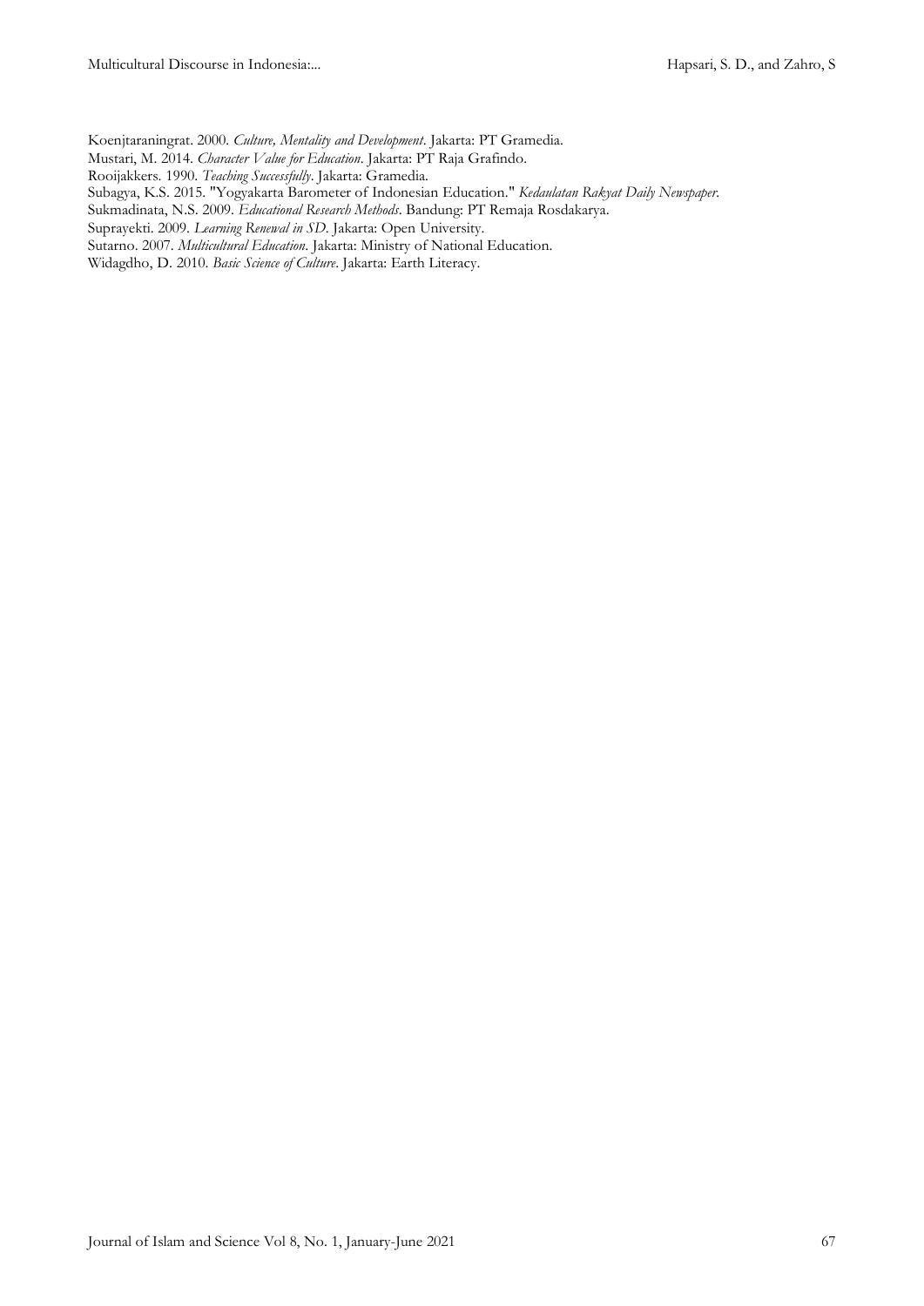Koenjtaraningrat. 2000. *Culture, Mentality and Development*. Jakarta: PT Gramedia.

Mustari, M. 2014. *Character Value for Education*. Jakarta: PT Raja Grafindo.

Rooijakkers. 1990. *Teaching Successfully*. Jakarta: Gramedia.

Subagya, K.S. 2015. "Yogyakarta Barometer of Indonesian Education." *Kedaulatan Rakyat Daily Newspaper*.

Sukmadinata, N.S. 2009. *Educational Research Methods*. Bandung: PT Remaja Rosdakarya.

Suprayekti. 2009. *Learning Renewal in SD*. Jakarta: Open University.

Sutarno. 2007. *Multicultural Education*. Jakarta: Ministry of National Education.

Widagdho, D. 2010. *Basic Science of Culture*. Jakarta: Earth Literacy.